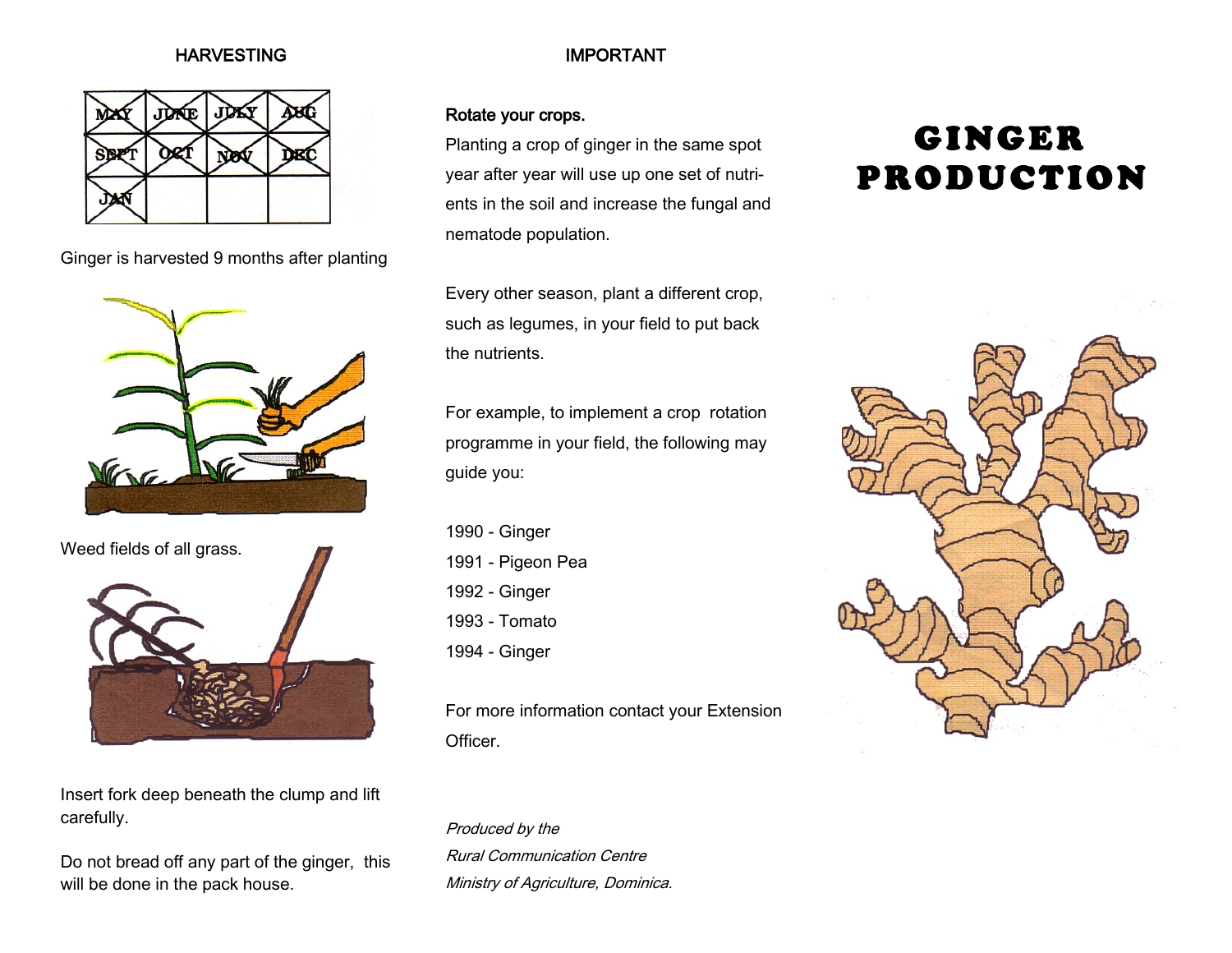## HARVESTING

| MAY | JUNE | JULY | AUG |
|---|---|---|---|
| SEPT | OCT | NOV | DEC |
| JAN | | | |

Ginger is harvested 9 months after planting

Weed fields of all grass.

Insert fork deep beneath the clump and lift carefully.

Do not bread off any part of the ginger, this will be done in the pack house.

## IMPORTANT

**Rotate your crops.**

Planting a crop of ginger in the same spot year after year will use up one set of nutrients in the soil and increase the fungal and nematode population.

Every other season, plant a different crop, such as legumes, in your field to put back the nutrients.

For example, to implement a crop rotation programme in your field, the following may guide you:

1990 - Ginger
1991 - Pigeon Pea
1992 - Ginger
1993 - Tomato
1994 - Ginger

For more information contact your Extension Officer.

*Produced by the*
*Rural Communication Centre*
*Ministry of Agriculture, Dominica.*

# GINGER PRODUCTION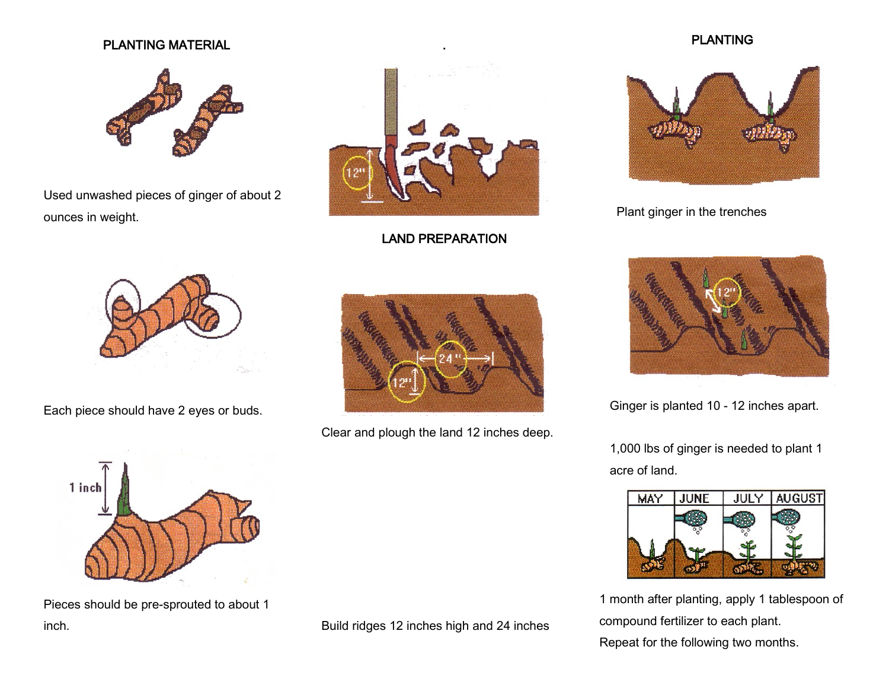## PLANTING MATERIAL

Used unwashed pieces of ginger of about 2 ounces in weight.

Each piece should have 2 eyes or buds.

1 inch

Pieces should be pre-sprouted to about 1 inch.

## LAND PREPARATION

12"

Clear and plough the land 12 inches deep.

24"

12"

Build ridges 12 inches high and 24 inches

## PLANTING

Plant ginger in the trenches

12"

Ginger is planted 10 - 12 inches apart.

1,000 lbs of ginger is needed to plant 1 acre of land.

MAY

JUNE

JULY

AUGUST

1 month after planting, apply 1 tablespoon of compound fertilizer to each plant.
Repeat for the following two months.